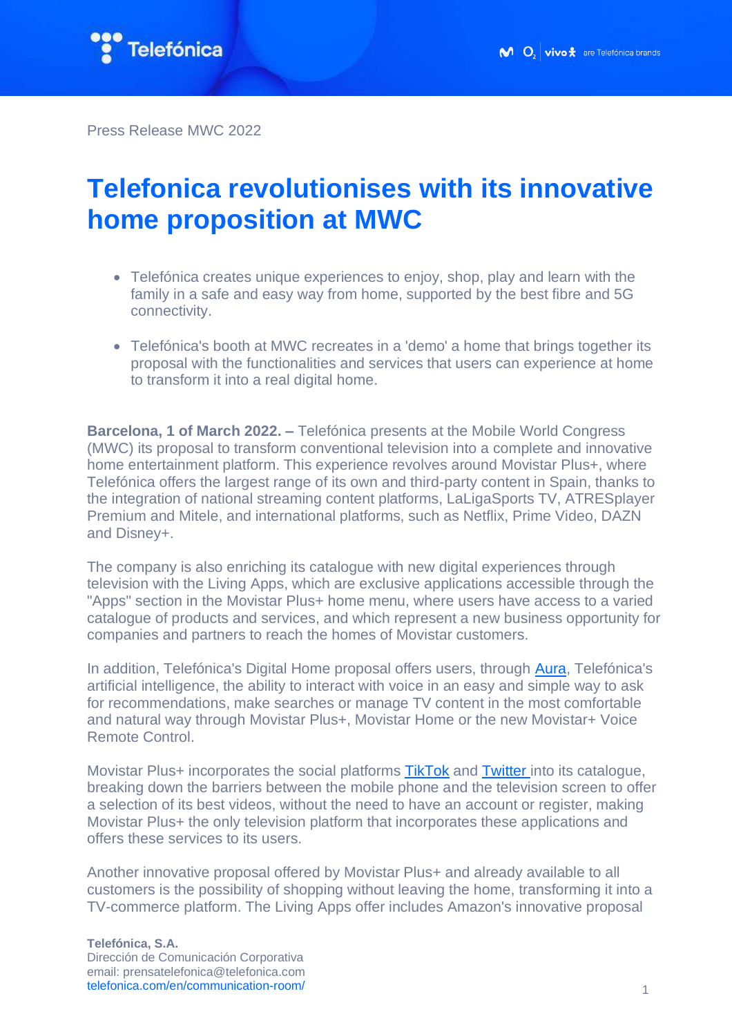Press Release MWC 2022

# Telefonica revolutionises with its innovative home proposition at MWC

- Telefónica creates unique experiences to enjoy, shop, play and learn with the family in a safe and easy way from home, supported by the best fibre and 5G connectivity.
- Telefónica's booth at MWC recreates in a 'demo' a home that brings together its proposal with the functionalities and services that users can experience at home to transform it into a real digital home.

**Barcelona, 1 of March 2022. –** Telefónica presents at the Mobile World Congress (MWC) its proposal to transform conventional television into a complete and innovative home entertainment platform. This experience revolves around Movistar Plus+, where Telefónica offers the largest range of its own and third-party content in Spain, thanks to the integration of national streaming content platforms, LaLigaSports TV, ATRESplayer Premium and Mitele, and international platforms, such as Netflix, Prime Video, DAZN and Disney+.

The company is also enriching its catalogue with new digital experiences through television with the Living Apps, which are exclusive applications accessible through the "Apps" section in the Movistar Plus+ home menu, where users have access to a varied catalogue of products and services, and which represent a new business opportunity for companies and partners to reach the homes of Movistar customers.

In addition, Telefónica's Digital Home proposal offers users, through Aura, Telefónica's artificial intelligence, the ability to interact with voice in an easy and simple way to ask for recommendations, make searches or manage TV content in the most comfortable and natural way through Movistar Plus+, Movistar Home or the new Movistar+ Voice Remote Control.

Movistar Plus+ incorporates the social platforms TikTok and Twitter into its catalogue, breaking down the barriers between the mobile phone and the television screen to offer a selection of its best videos, without the need to have an account or register, making Movistar Plus+ the only television platform that incorporates these applications and offers these services to its users.

Another innovative proposal offered by Movistar Plus+ and already available to all customers is the possibility of shopping without leaving the home, transforming it into a TV-commerce platform. The Living Apps offer includes Amazon's innovative proposal

**Telefónica, S.A.**
Dirección de Comunicación Corporativa
email: prensatelefonica@telefonica.com
telefonica.com/en/communication-room/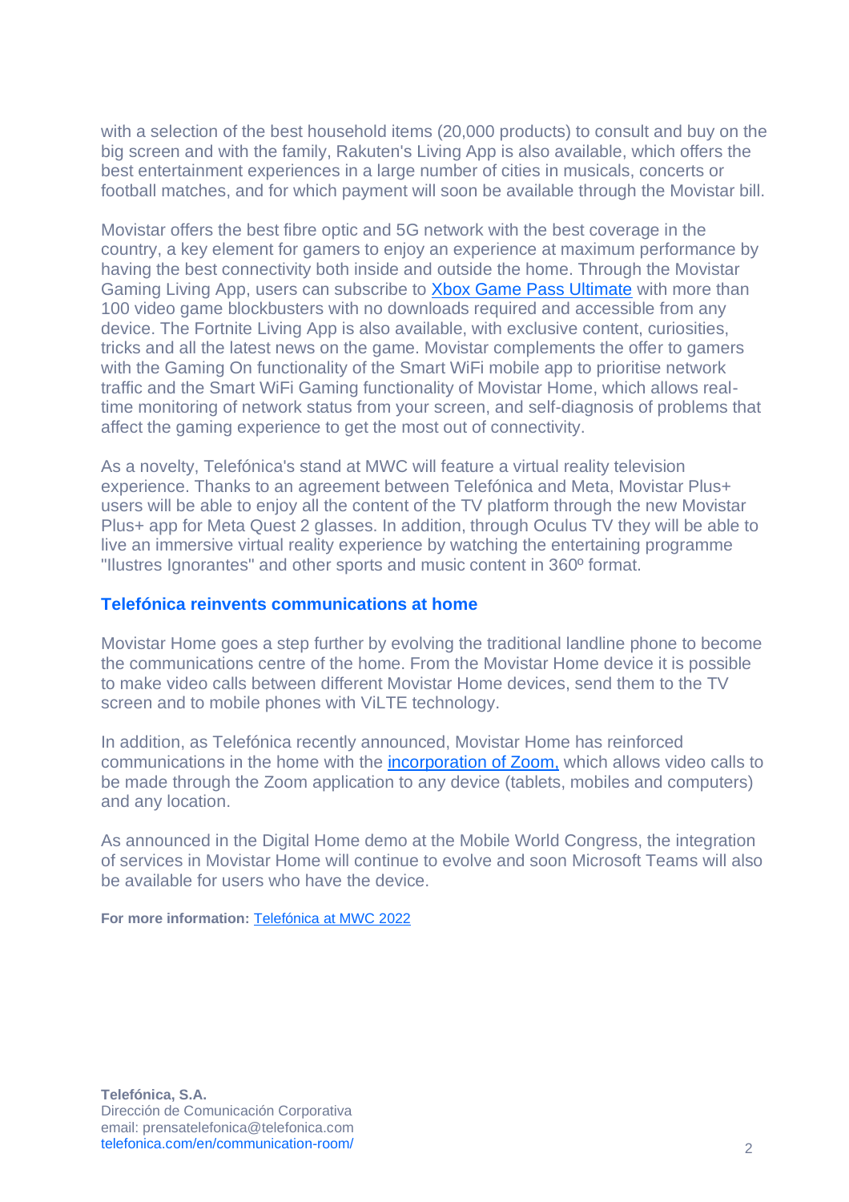with a selection of the best household items (20,000 products) to consult and buy on the big screen and with the family, Rakuten's Living App is also available, which offers the best entertainment experiences in a large number of cities in musicals, concerts or football matches, and for which payment will soon be available through the Movistar bill.

Movistar offers the best fibre optic and 5G network with the best coverage in the country, a key element for gamers to enjoy an experience at maximum performance by having the best connectivity both inside and outside the home. Through the Movistar Gaming Living App, users can subscribe to [Xbox Game Pass Ultimate] with more than 100 video game blockbusters with no downloads required and accessible from any device. The Fortnite Living App is also available, with exclusive content, curiosities, tricks and all the latest news on the game. Movistar complements the offer to gamers with the Gaming On functionality of the Smart WiFi mobile app to prioritise network traffic and the Smart WiFi Gaming functionality of Movistar Home, which allows real-time monitoring of network status from your screen, and self-diagnosis of problems that affect the gaming experience to get the most out of connectivity.

As a novelty, Telefónica's stand at MWC will feature a virtual reality television experience. Thanks to an agreement between Telefónica and Meta, Movistar Plus+ users will be able to enjoy all the content of the TV platform through the new Movistar Plus+ app for Meta Quest 2 glasses. In addition, through Oculus TV they will be able to live an immersive virtual reality experience by watching the entertaining programme "Ilustres Ignorantes" and other sports and music content in 360º format.

## Telefónica reinvents communications at home

Movistar Home goes a step further by evolving the traditional landline phone to become the communications centre of the home. From the Movistar Home device it is possible to make video calls between different Movistar Home devices, send them to the TV screen and to mobile phones with ViLTE technology.

In addition, as Telefónica recently announced, Movistar Home has reinforced communications in the home with the [incorporation of Zoom,] which allows video calls to be made through the Zoom application to any device (tablets, mobiles and computers) and any location.

As announced in the Digital Home demo at the Mobile World Congress, the integration of services in Movistar Home will continue to evolve and soon Microsoft Teams will also be available for users who have the device.

**For more information:** [Telefónica at MWC 2022]

**Telefónica, S.A.**
Dirección de Comunicación Corporativa
email: prensatelefonica@telefonica.com
telefonica.com/en/communication-room/